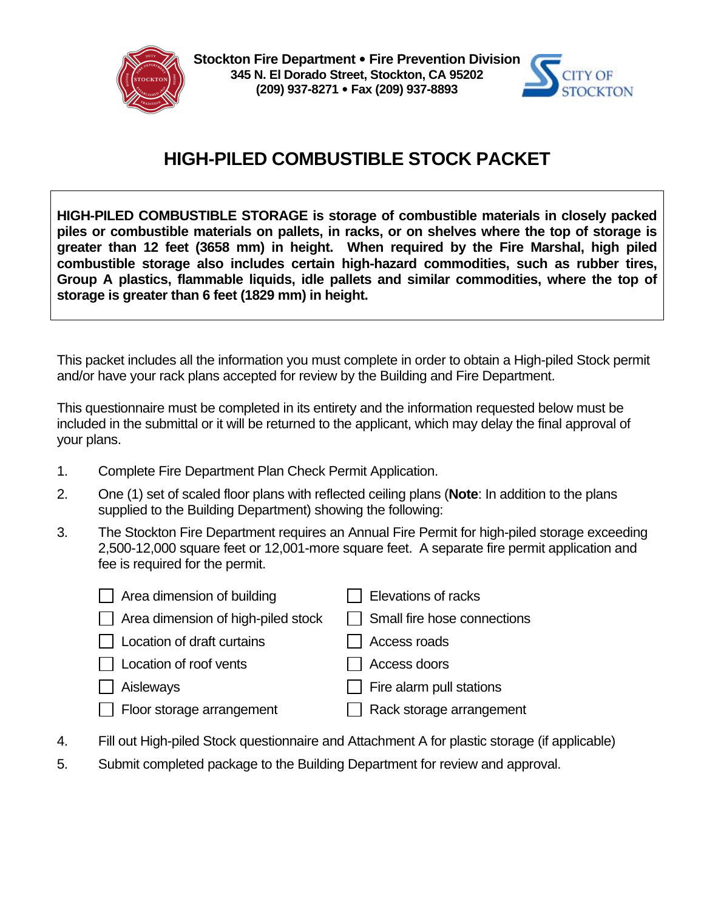**Stockton Fire Department • Fire Prevention Division**
**345 N. El Dorado Street, Stockton, CA 95202**
**(209) 937-8271 • Fax (209) 937-8893**

# HIGH-PILED COMBUSTIBLE STOCK PACKET

**HIGH-PILED COMBUSTIBLE STORAGE is storage of combustible materials in closely packed piles or combustible materials on pallets, in racks, or on shelves where the top of storage is greater than 12 feet (3658 mm) in height. When required by the Fire Marshal, high piled combustible storage also includes certain high-hazard commodities, such as rubber tires, Group A plastics, flammable liquids, idle pallets and similar commodities, where the top of storage is greater than 6 feet (1829 mm) in height.**

This packet includes all the information you must complete in order to obtain a High-piled Stock permit and/or have your rack plans accepted for review by the Building and Fire Department.

This questionnaire must be completed in its entirety and the information requested below must be included in the submittal or it will be returned to the applicant, which may delay the final approval of your plans.

1. Complete Fire Department Plan Check Permit Application.
2. One (1) set of scaled floor plans with reflected ceiling plans (**Note**: In addition to the plans supplied to the Building Department) showing the following:
3. The Stockton Fire Department requires an Annual Fire Permit for high-piled storage exceeding 2,500-12,000 square feet or 12,001-more square feet. A separate fire permit application and fee is required for the permit.

- [ ] Area dimension of building
- [ ] Area dimension of high-piled stock
- [ ] Location of draft curtains
- [ ] Location of roof vents
- [ ] Aisleways
- [ ] Floor storage arrangement
- [ ] Elevations of racks
- [ ] Small fire hose connections
- [ ] Access roads
- [ ] Access doors
- [ ] Fire alarm pull stations
- [ ] Rack storage arrangement

4. Fill out High-piled Stock questionnaire and Attachment A for plastic storage (if applicable)
5. Submit completed package to the Building Department for review and approval.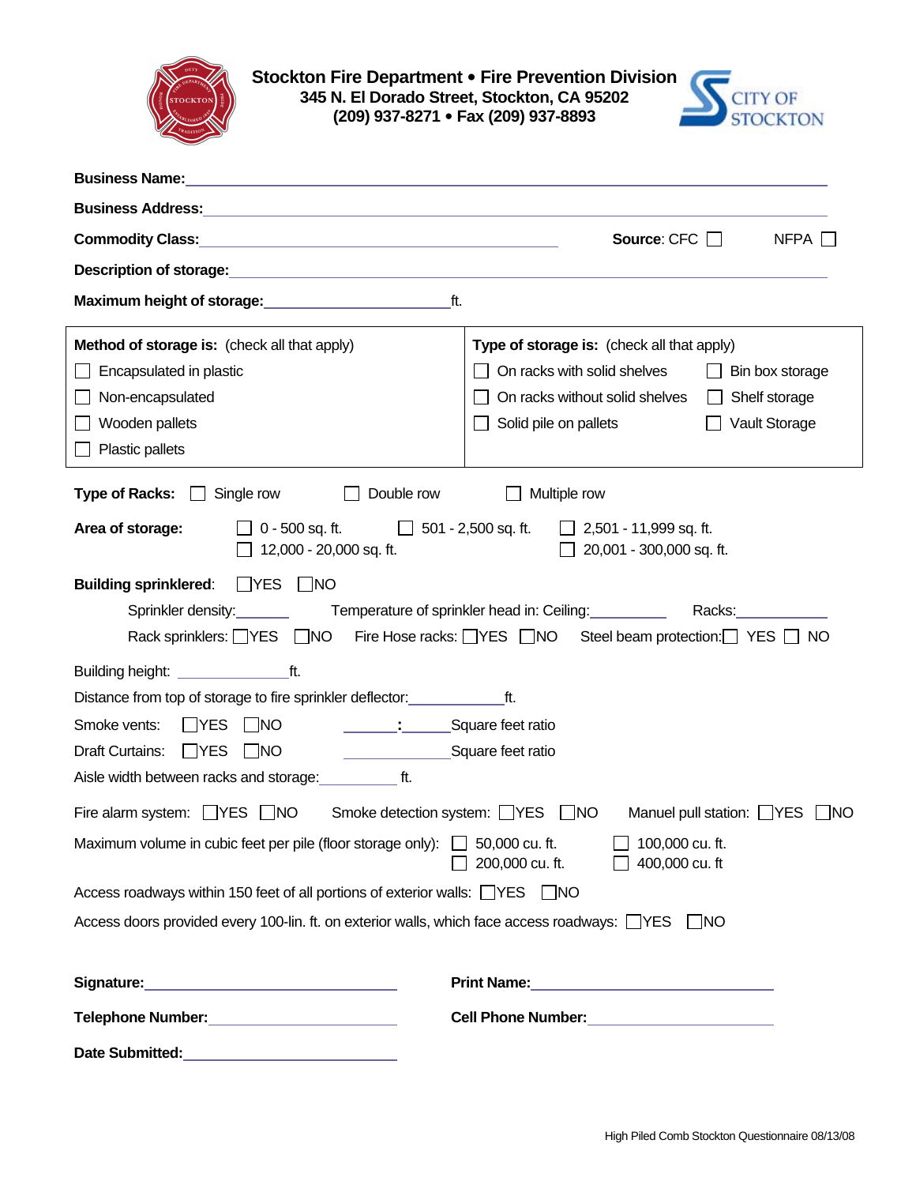**Stockton Fire Department • Fire Prevention Division**
**345 N. El Dorado Street, Stockton, CA 95202**
**(209) 937-8271 • Fax (209) 937-8893**

**Business Name:** ______________________________

**Business Address:** ______________________________

**Commodity Class:** ______________________________ **Source**: CFC ☐ NFPA ☐

**Description of storage:** ______________________________

**Maximum height of storage:** ____________ ft.

| **Method of storage is:** (check all that apply) | **Type of storage is:** (check all that apply) | |
|---|---|---|
| ☐ Encapsulated in plastic | ☐ On racks with solid shelves | ☐ Bin box storage |
| ☐ Non-encapsulated | ☐ On racks without solid shelves | ☐ Shelf storage |
| ☐ Wooden pallets | ☐ Solid pile on pallets | ☐ Vault Storage |
| ☐ Plastic pallets | | |

**Type of Racks:** ☐ Single row ☐ Double row ☐ Multiple row

**Area of storage:** ☐ 0 - 500 sq. ft. ☐ 501 - 2,500 sq. ft. ☐ 2,501 - 11,999 sq. ft. ☐ 12,000 - 20,000 sq. ft. ☐ 20,001 - 300,000 sq. ft.

**Building sprinklered**: ☐YES ☐NO

Sprinkler density:_______ Temperature of sprinkler head in: Ceiling:__________ Racks:____________

Rack sprinklers: ☐YES ☐NO Fire Hose racks: ☐YES ☐NO Steel beam protection: ☐ YES ☐ NO

Building height: ______________ ft.

Distance from top of storage to fire sprinkler deflector:____________ft.

Smoke vents: ☐YES ☐NO _______:______Square feet ratio

Draft Curtains: ☐YES ☐NO ______________Square feet ratio

Aisle width between racks and storage:__________ ft.

Fire alarm system: ☐YES ☐NO Smoke detection system: ☐YES ☐NO Manuel pull station: ☐YES ☐NO

Maximum volume in cubic feet per pile (floor storage only): ☐ 50,000 cu. ft. ☐ 100,000 cu. ft. ☐ 200,000 cu. ft. ☐ 400,000 cu. ft

Access roadways within 150 feet of all portions of exterior walls: ☐YES ☐NO

Access doors provided every 100-lin. ft. on exterior walls, which face access roadways: ☐YES ☐NO

**Signature:** ______________________ **Print Name:** ______________________

**Telephone Number:** ______________________ **Cell Phone Number:** ______________________

**Date Submitted:** ______________________

High Piled Comb Stockton Questionnaire 08/13/08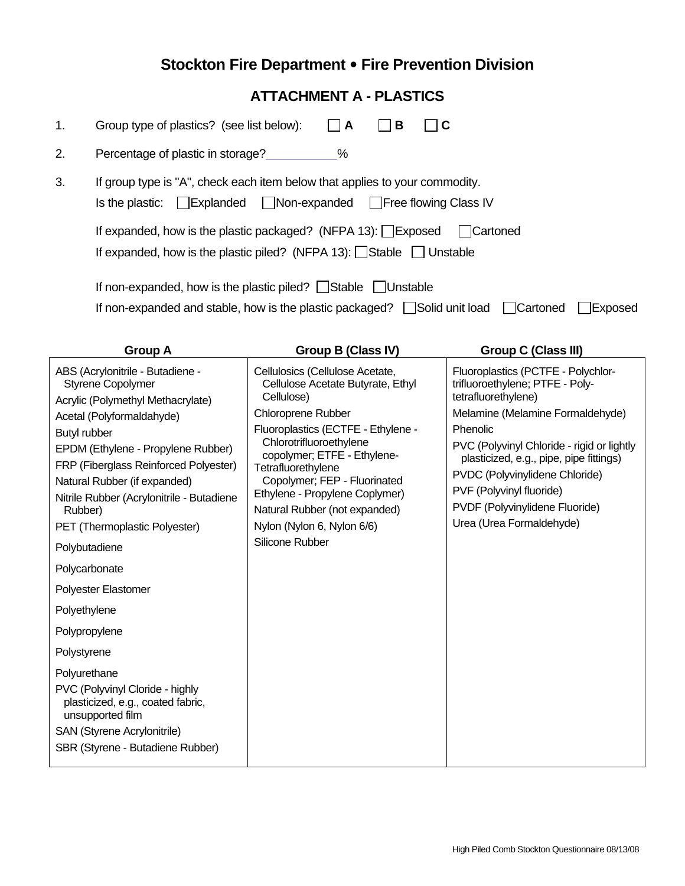# Stockton Fire Department • Fire Prevention Division

## ATTACHMENT A - PLASTICS

1. Group type of plastics? (see list below): ☐ **A** ☐ **B** ☐ **C**

2. Percentage of plastic in storage?\_\_\_\_\_\_\_\_\_\_%

3. If group type is "A", check each item below that applies to your commodity.

   Is the plastic: ☐ Explanded ☐ Non-expanded ☐ Free flowing Class IV

   If expanded, how is the plastic packaged? (NFPA 13): ☐ Exposed ☐ Cartoned

   If expanded, how is the plastic piled? (NFPA 13): ☐ Stable ☐ Unstable

   If non-expanded, how is the plastic piled? ☐ Stable ☐ Unstable

   If non-expanded and stable, how is the plastic packaged? ☐ Solid unit load ☐ Cartoned ☐ Exposed

| Group A | Group B (Class IV) | Group C (Class III) |
|---|---|---|
| ABS (Acrylonitrile - Butadiene - Styrene Copolymer<br>Acrylic (Polymethyl Methacrylate)<br>Acetal (Polyformaldahyde)<br>Butyl rubber<br>EPDM (Ethylene - Propylene Rubber)<br>FRP (Fiberglass Reinforced Polyester)<br>Natural Rubber (if expanded)<br>Nitrile Rubber (Acrylonitrile - Butadiene Rubber)<br>PET (Thermoplastic Polyester)<br>Polybutadiene<br>Polycarbonate<br>Polyester Elastomer<br>Polyethylene<br>Polypropylene<br>Polystyrene<br>Polyurethane<br>PVC (Polyvinyl Cloride - highly plasticized, e.g., coated fabric, unsupported film<br>SAN (Styrene Acrylonitrile)<br>SBR (Styrene - Butadiene Rubber) | Cellulosics (Cellulose Acetate, Cellulose Acetate Butyrate, Ethyl Cellulose)<br>Chloroprene Rubber<br>Fluoroplastics (ECTFE - Ethylene - Chlorotrifluoroethylene copolymer; ETFE - Ethylene-Tetrafluorethylene Copolymer; FEP - Fluorinated Ethylene - Propylene Coplymer)<br>Natural Rubber (not expanded)<br>Nylon (Nylon 6, Nylon 6/6)<br>Silicone Rubber | Fluoroplastics (PCTFE - Polychlor-trifluoroethylene; PTFE - Poly-tetrafluorethylene)<br>Melamine (Melamine Formaldehyde)<br>Phenolic<br>PVC (Polyvinyl Chloride - rigid or lightly plasticized, e.g., pipe, pipe fittings)<br>PVDC (Polyvinylidene Chloride)<br>PVF (Polyvinyl fluoride)<br>PVDF (Polyvinylidene Fluoride)<br>Urea (Urea Formaldehyde) |

High Piled Comb Stockton Questionnaire 08/13/08